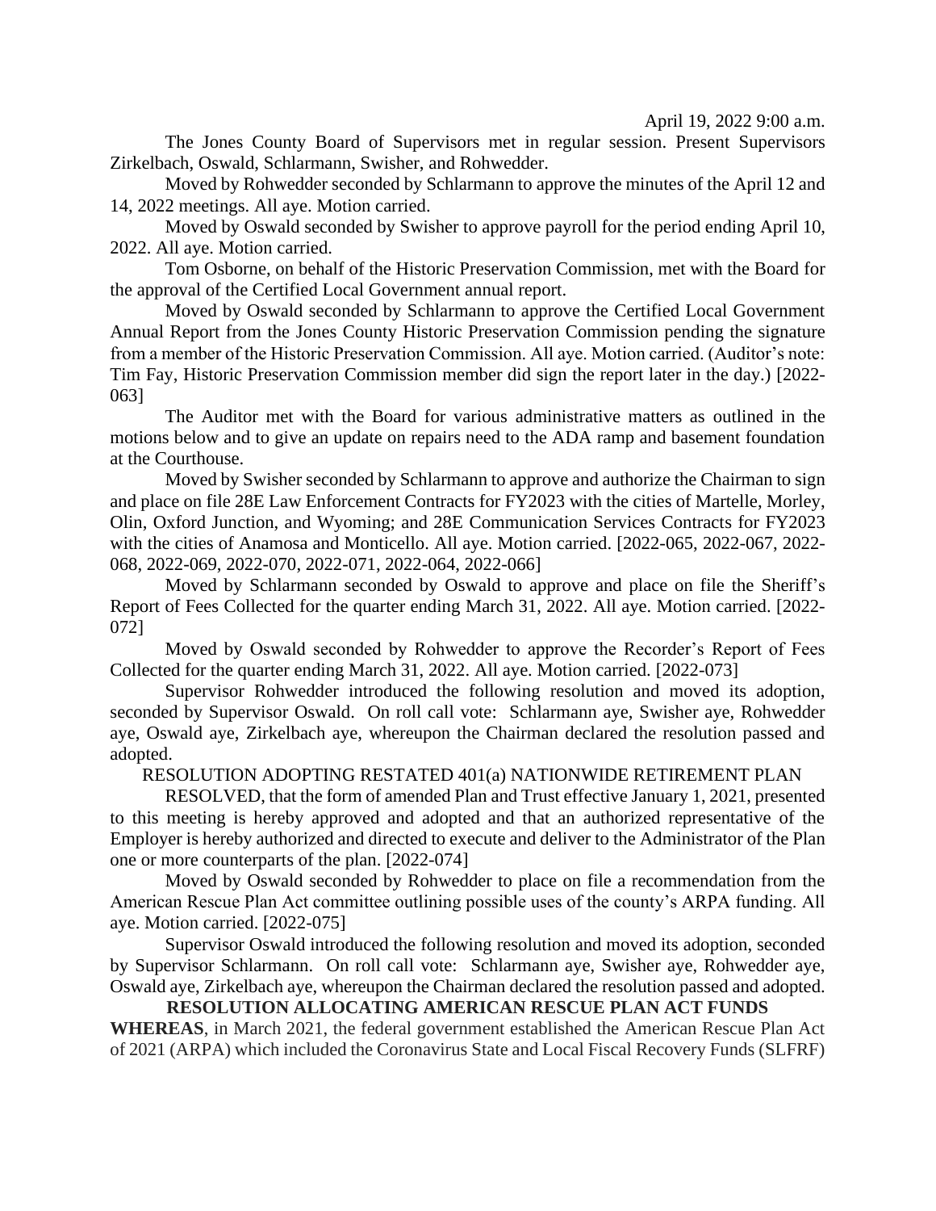April 19, 2022 9:00 a.m.

The Jones County Board of Supervisors met in regular session. Present Supervisors Zirkelbach, Oswald, Schlarmann, Swisher, and Rohwedder.

Moved by Rohwedder seconded by Schlarmann to approve the minutes of the April 12 and 14, 2022 meetings. All aye. Motion carried.

Moved by Oswald seconded by Swisher to approve payroll for the period ending April 10, 2022. All aye. Motion carried.

Tom Osborne, on behalf of the Historic Preservation Commission, met with the Board for the approval of the Certified Local Government annual report.

Moved by Oswald seconded by Schlarmann to approve the Certified Local Government Annual Report from the Jones County Historic Preservation Commission pending the signature from a member of the Historic Preservation Commission. All aye. Motion carried. (Auditor's note: Tim Fay, Historic Preservation Commission member did sign the report later in the day.) [2022-063]

The Auditor met with the Board for various administrative matters as outlined in the motions below and to give an update on repairs need to the ADA ramp and basement foundation at the Courthouse.

Moved by Swisher seconded by Schlarmann to approve and authorize the Chairman to sign and place on file 28E Law Enforcement Contracts for FY2023 with the cities of Martelle, Morley, Olin, Oxford Junction, and Wyoming; and 28E Communication Services Contracts for FY2023 with the cities of Anamosa and Monticello. All aye. Motion carried. [2022-065, 2022-067, 2022-068, 2022-069, 2022-070, 2022-071, 2022-064, 2022-066]

Moved by Schlarmann seconded by Oswald to approve and place on file the Sheriff's Report of Fees Collected for the quarter ending March 31, 2022. All aye. Motion carried. [2022-072]

Moved by Oswald seconded by Rohwedder to approve the Recorder's Report of Fees Collected for the quarter ending March 31, 2022. All aye. Motion carried. [2022-073]

Supervisor Rohwedder introduced the following resolution and moved its adoption, seconded by Supervisor Oswald. On roll call vote: Schlarmann aye, Swisher aye, Rohwedder aye, Oswald aye, Zirkelbach aye, whereupon the Chairman declared the resolution passed and adopted.

RESOLUTION ADOPTING RESTATED 401(a) NATIONWIDE RETIREMENT PLAN

RESOLVED, that the form of amended Plan and Trust effective January 1, 2021, presented to this meeting is hereby approved and adopted and that an authorized representative of the Employer is hereby authorized and directed to execute and deliver to the Administrator of the Plan one or more counterparts of the plan. [2022-074]

Moved by Oswald seconded by Rohwedder to place on file a recommendation from the American Rescue Plan Act committee outlining possible uses of the county's ARPA funding. All aye. Motion carried. [2022-075]

Supervisor Oswald introduced the following resolution and moved its adoption, seconded by Supervisor Schlarmann. On roll call vote: Schlarmann aye, Swisher aye, Rohwedder aye, Oswald aye, Zirkelbach aye, whereupon the Chairman declared the resolution passed and adopted.

**RESOLUTION ALLOCATING AMERICAN RESCUE PLAN ACT FUNDS**

**WHEREAS**, in March 2021, the federal government established the American Rescue Plan Act of 2021 (ARPA) which included the Coronavirus State and Local Fiscal Recovery Funds (SLFRF)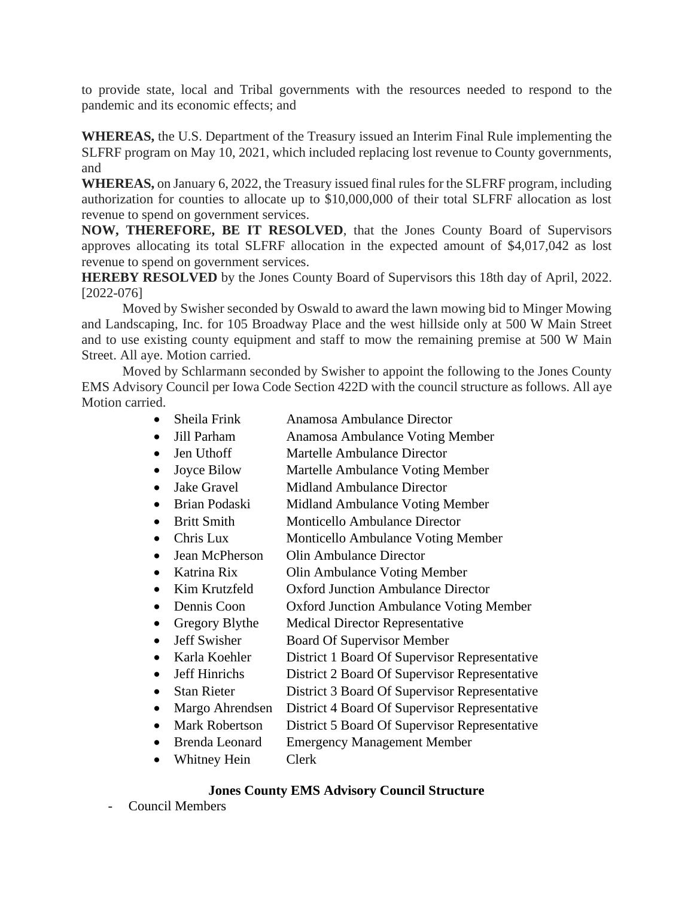to provide state, local and Tribal governments with the resources needed to respond to the pandemic and its economic effects; and

**WHEREAS,** the U.S. Department of the Treasury issued an Interim Final Rule implementing the SLFRF program on May 10, 2021, which included replacing lost revenue to County governments, and

**WHEREAS,** on January 6, 2022, the Treasury issued final rules for the SLFRF program, including authorization for counties to allocate up to $10,000,000 of their total SLFRF allocation as lost revenue to spend on government services.

**NOW, THEREFORE, BE IT RESOLVED**, that the Jones County Board of Supervisors approves allocating its total SLFRF allocation in the expected amount of $4,017,042 as lost revenue to spend on government services.

**HEREBY RESOLVED** by the Jones County Board of Supervisors this 18th day of April, 2022. [2022-076]

Moved by Swisher seconded by Oswald to award the lawn mowing bid to Minger Mowing and Landscaping, Inc. for 105 Broadway Place and the west hillside only at 500 W Main Street and to use existing county equipment and staff to mow the remaining premise at 500 W Main Street. All aye. Motion carried.

Moved by Schlarmann seconded by Swisher to appoint the following to the Jones County EMS Advisory Council per Iowa Code Section 422D with the council structure as follows. All aye Motion carried.

- Sheila Frink — Anamosa Ambulance Director
- Jill Parham — Anamosa Ambulance Voting Member
- Jen Uthoff — Martelle Ambulance Director
- Joyce Bilow — Martelle Ambulance Voting Member
- Jake Gravel — Midland Ambulance Director
- Brian Podaski — Midland Ambulance Voting Member
- Britt Smith — Monticello Ambulance Director
- Chris Lux — Monticello Ambulance Voting Member
- Jean McPherson — Olin Ambulance Director
- Katrina Rix — Olin Ambulance Voting Member
- Kim Krutzfeld — Oxford Junction Ambulance Director
- Dennis Coon — Oxford Junction Ambulance Voting Member
- Gregory Blythe — Medical Director Representative
- Jeff Swisher — Board Of Supervisor Member
- Karla Koehler — District 1 Board Of Supervisor Representative
- Jeff Hinrichs — District 2 Board Of Supervisor Representative
- Stan Rieter — District 3 Board Of Supervisor Representative
- Margo Ahrendsen — District 4 Board Of Supervisor Representative
- Mark Robertson — District 5 Board Of Supervisor Representative
- Brenda Leonard — Emergency Management Member
- Whitney Hein — Clerk

**Jones County EMS Advisory Council Structure**

- Council Members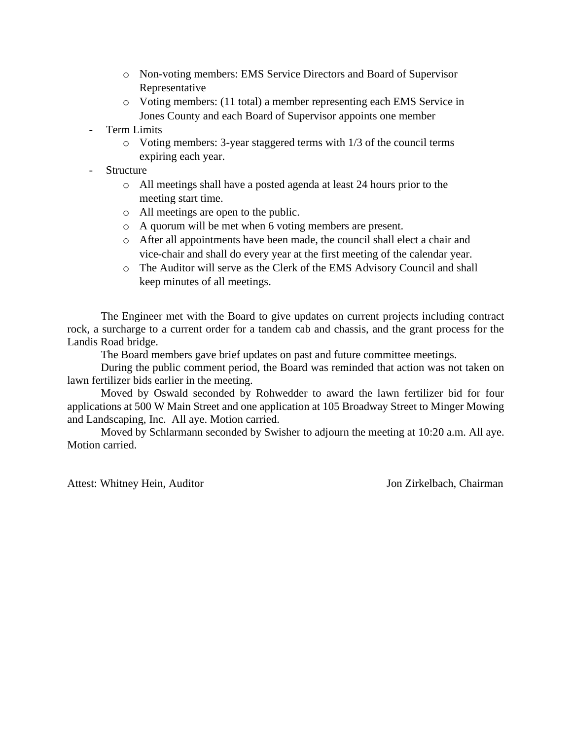- Non-voting members: EMS Service Directors and Board of Supervisor Representative
    - Voting members: (11 total) a member representing each EMS Service in Jones County and each Board of Supervisor appoints one member
- Term Limits
    - Voting members: 3-year staggered terms with 1/3 of the council terms expiring each year.
- Structure
    - All meetings shall have a posted agenda at least 24 hours prior to the meeting start time.
    - All meetings are open to the public.
    - A quorum will be met when 6 voting members are present.
    - After all appointments have been made, the council shall elect a chair and vice-chair and shall do every year at the first meeting of the calendar year.
    - The Auditor will serve as the Clerk of the EMS Advisory Council and shall keep minutes of all meetings.

The Engineer met with the Board to give updates on current projects including contract rock, a surcharge to a current order for a tandem cab and chassis, and the grant process for the Landis Road bridge.

The Board members gave brief updates on past and future committee meetings.

During the public comment period, the Board was reminded that action was not taken on lawn fertilizer bids earlier in the meeting.

Moved by Oswald seconded by Rohwedder to award the lawn fertilizer bid for four applications at 500 W Main Street and one application at 105 Broadway Street to Minger Mowing and Landscaping, Inc. All aye. Motion carried.

Moved by Schlarmann seconded by Swisher to adjourn the meeting at 10:20 a.m. All aye. Motion carried.

Attest: Whitney Hein, Auditor

Jon Zirkelbach, Chairman